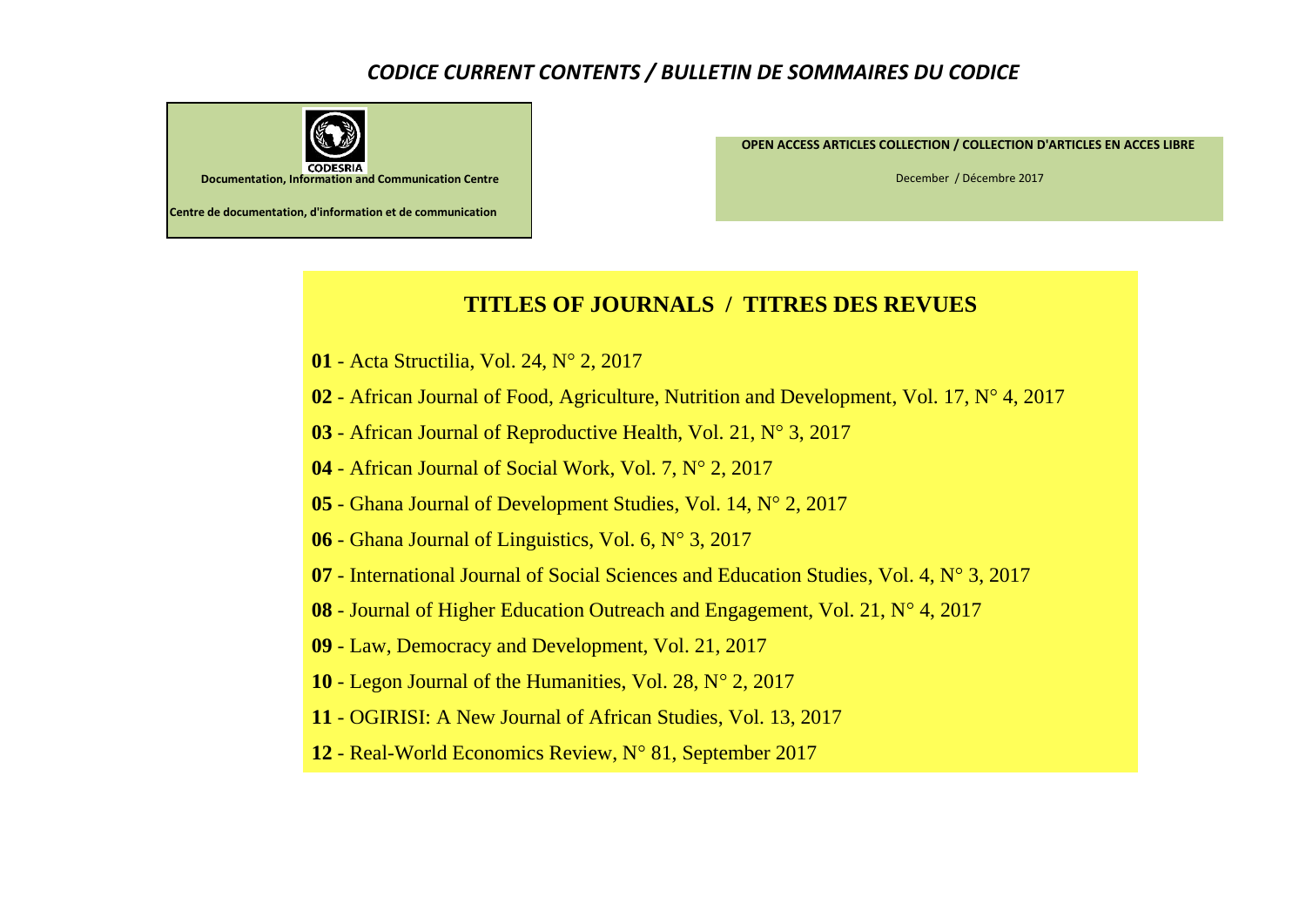# *CODICE CURRENT CONTENTS / BULLETIN DE SOMMAIRES DU CODICE*

CODESRIA

**Documentation, Information and Communication Centre**

**Centre de documentation, d'information et de communication**

**OPEN ACCESS ARTICLES COLLECTION / COLLECTION D'ARTICLES EN ACCES LIBRE**

December / Décembre 2017

## TITLES OF JOURNALS / TITRES DES REVUES

**01** - Acta Structilia, Vol. 24, N° 2, 2017

**02** - African Journal of Food, Agriculture, Nutrition and Development, Vol. 17, N° 4, 2017

**03** - African Journal of Reproductive Health, Vol. 21, N° 3, 2017

**04** - African Journal of Social Work, Vol. 7, N° 2, 2017

**05** - Ghana Journal of Development Studies, Vol. 14, N° 2, 2017

**06** - Ghana Journal of Linguistics, Vol. 6, N° 3, 2017

**07** - International Journal of Social Sciences and Education Studies, Vol. 4, N° 3, 2017

**08 -** Journal of Higher Education Outreach and Engagement, Vol. 21, N° 4, 2017

**09** - Law, Democracy and Development, Vol. 21, 2017

**10** - Legon Journal of the Humanities, Vol. 28, N° 2, 2017

**11** - OGIRISI: A New Journal of African Studies, Vol. 13, 2017

**12** - Real-World Economics Review, N° 81, September 2017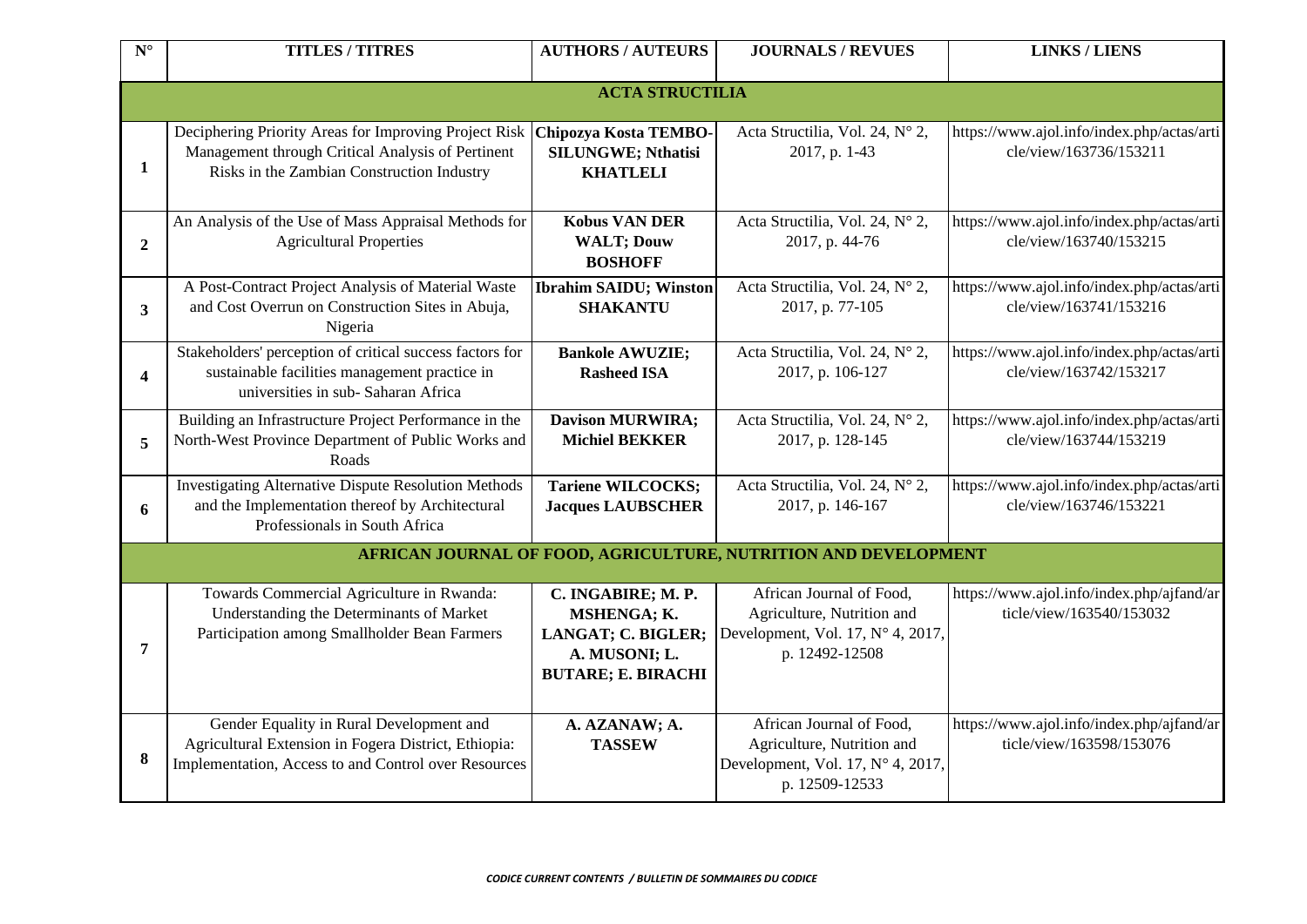| N° | TITLES / TITRES | AUTHORS / AUTEURS | JOURNALS / REVUES | LINKS / LIENS |
|---|---|---|---|---|
| **ACTA STRUCTILIA** | | | | |
| **1** | Deciphering Priority Areas for Improving Project Risk Management through Critical Analysis of Pertinent Risks in the Zambian Construction Industry | **Chipozya Kosta TEMBO-SILUNGWE; Nthatisi KHATLELI** | Acta Structilia, Vol. 24, N° 2, 2017, p. 1-43 | https://www.ajol.info/index.php/actas/article/view/163736/153211 |
| **2** | An Analysis of the Use of Mass Appraisal Methods for Agricultural Properties | **Kobus VAN DER WALT; Douw BOSHOFF** | Acta Structilia, Vol. 24, N° 2, 2017, p. 44-76 | https://www.ajol.info/index.php/actas/article/view/163740/153215 |
| **3** | A Post-Contract Project Analysis of Material Waste and Cost Overrun on Construction Sites in Abuja, Nigeria | **Ibrahim SAIDU; Winston SHAKANTU** | Acta Structilia, Vol. 24, N° 2, 2017, p. 77-105 | https://www.ajol.info/index.php/actas/article/view/163741/153216 |
| **4** | Stakeholders' perception of critical success factors for sustainable facilities management practice in universities in sub- Saharan Africa | **Bankole AWUZIE; Rasheed ISA** | Acta Structilia, Vol. 24, N° 2, 2017, p. 106-127 | https://www.ajol.info/index.php/actas/article/view/163742/153217 |
| **5** | Building an Infrastructure Project Performance in the North-West Province Department of Public Works and Roads | **Davison MURWIRA; Michiel BEKKER** | Acta Structilia, Vol. 24, N° 2, 2017, p. 128-145 | https://www.ajol.info/index.php/actas/article/view/163744/153219 |
| **6** | Investigating Alternative Dispute Resolution Methods and the Implementation thereof by Architectural Professionals in South Africa | **Tariene WILCOCKS; Jacques LAUBSCHER** | Acta Structilia, Vol. 24, N° 2, 2017, p. 146-167 | https://www.ajol.info/index.php/actas/article/view/163746/153221 |
| **AFRICAN JOURNAL OF FOOD, AGRICULTURE, NUTRITION AND DEVELOPMENT** | | | | |
| **7** | Towards Commercial Agriculture in Rwanda: Understanding the Determinants of Market Participation among Smallholder Bean Farmers | **C. INGABIRE; M. P. MSHENGA; K. LANGAT; C. BIGLER; A. MUSONI; L. BUTARE; E. BIRACHI** | African Journal of Food, Agriculture, Nutrition and Development, Vol. 17, N° 4, 2017, p. 12492-12508 | https://www.ajol.info/index.php/ajfand/article/view/163540/153032 |
| **8** | Gender Equality in Rural Development and Agricultural Extension in Fogera District, Ethiopia: Implementation, Access to and Control over Resources | **A. AZANAW; A. TASSEW** | African Journal of Food, Agriculture, Nutrition and Development, Vol. 17, N° 4, 2017, p. 12509-12533 | https://www.ajol.info/index.php/ajfand/article/view/163598/153076 |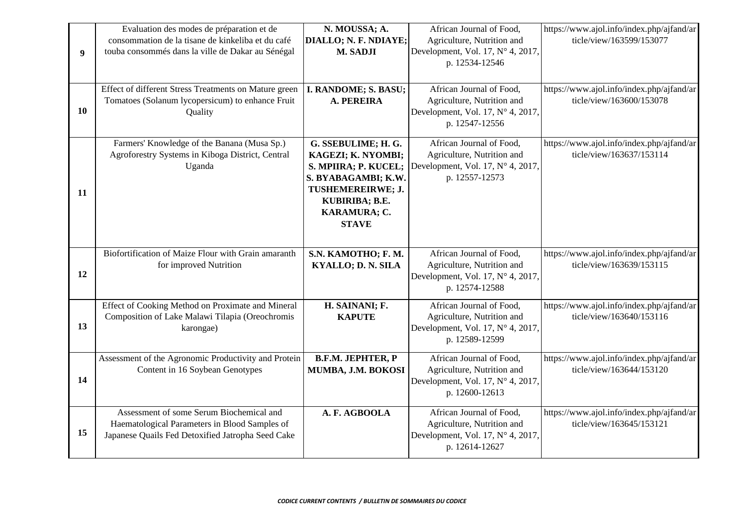| | | | | |
|---|---|---|---|---|
| **9** | Evaluation des modes de préparation et de consommation de la tisane de kinkeliba et du café touba consommés dans la ville de Dakar au Sénégal | **N. MOUSSA; A. DIALLO; N. F. NDIAYE; M. SADJI** | African Journal of Food, Agriculture, Nutrition and Development, Vol. 17, N° 4, 2017, p. 12534-12546 | https://www.ajol.info/index.php/ajfand/article/view/163599/153077 |
| **10** | Effect of different Stress Treatments on Mature green Tomatoes (Solanum lycopersicum) to enhance Fruit Quality | **I. RANDOME; S. BASU; A. PEREIRA** | African Journal of Food, Agriculture, Nutrition and Development, Vol. 17, N° 4, 2017, p. 12547-12556 | https://www.ajol.info/index.php/ajfand/article/view/163600/153078 |
| **11** | Farmers' Knowledge of the Banana (Musa Sp.) Agroforestry Systems in Kiboga District, Central Uganda | **G. SSEBULIME; H. G. KAGEZI; K. NYOMBI; S. MPIIRA; P. KUCEL; S. BYABAGAMBI; K.W. TUSHEMEREIRWE; J. KUBIRIBA; B.E. KARAMURA; C. STAVE** | African Journal of Food, Agriculture, Nutrition and Development, Vol. 17, N° 4, 2017, p. 12557-12573 | https://www.ajol.info/index.php/ajfand/article/view/163637/153114 |
| **12** | Biofortification of Maize Flour with Grain amaranth for improved Nutrition | **S.N. KAMOTHO; F. M. KYALLO; D. N. SILA** | African Journal of Food, Agriculture, Nutrition and Development, Vol. 17, N° 4, 2017, p. 12574-12588 | https://www.ajol.info/index.php/ajfand/article/view/163639/153115 |
| **13** | Effect of Cooking Method on Proximate and Mineral Composition of Lake Malawi Tilapia (Oreochromis karongae) | **H. SAINANI; F. KAPUTE** | African Journal of Food, Agriculture, Nutrition and Development, Vol. 17, N° 4, 2017, p. 12589-12599 | https://www.ajol.info/index.php/ajfand/article/view/163640/153116 |
| **14** | Assessment of the Agronomic Productivity and Protein Content in 16 Soybean Genotypes | **B.F.M. JEPHTER, P MUMBA, J.M. BOKOSI** | African Journal of Food, Agriculture, Nutrition and Development, Vol. 17, N° 4, 2017, p. 12600-12613 | https://www.ajol.info/index.php/ajfand/article/view/163644/153120 |
| **15** | Assessment of some Serum Biochemical and Haematological Parameters in Blood Samples of Japanese Quails Fed Detoxified Jatropha Seed Cake | **A. F. AGBOOLA** | African Journal of Food, Agriculture, Nutrition and Development, Vol. 17, N° 4, 2017, p. 12614-12627 | https://www.ajol.info/index.php/ajfand/article/view/163645/153121 |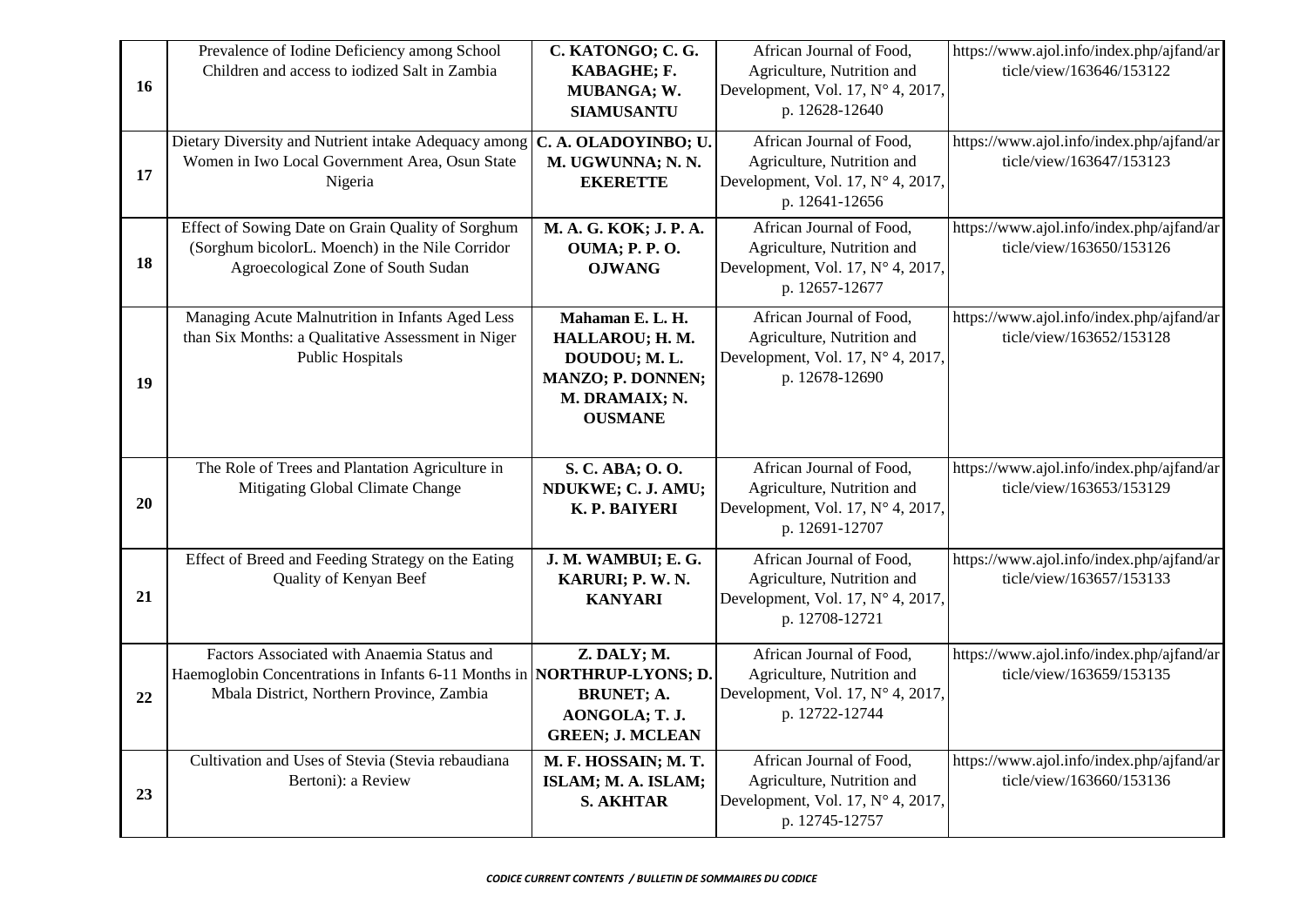| | | | | |
|---|---|---|---|---|
| **16** | Prevalence of Iodine Deficiency among School Children and access to iodized Salt in Zambia | **C. KATONGO; C. G. KABAGHE; F. MUBANGA; W. SIAMUSANTU** | African Journal of Food, Agriculture, Nutrition and Development, Vol. 17, N° 4, 2017, p. 12628-12640 | https://www.ajol.info/index.php/ajfand/article/view/163646/153122 |
| **17** | Dietary Diversity and Nutrient intake Adequacy among Women in Iwo Local Government Area, Osun State Nigeria | **C. A. OLADOYINBO; U. M. UGWUNNA; N. N. EKERETTE** | African Journal of Food, Agriculture, Nutrition and Development, Vol. 17, N° 4, 2017, p. 12641-12656 | https://www.ajol.info/index.php/ajfand/article/view/163647/153123 |
| **18** | Effect of Sowing Date on Grain Quality of Sorghum (Sorghum bicolorL. Moench) in the Nile Corridor Agroecological Zone of South Sudan | **M. A. G. KOK; J. P. A. OUMA; P. P. O. OJWANG** | African Journal of Food, Agriculture, Nutrition and Development, Vol. 17, N° 4, 2017, p. 12657-12677 | https://www.ajol.info/index.php/ajfand/article/view/163650/153126 |
| **19** | Managing Acute Malnutrition in Infants Aged Less than Six Months: a Qualitative Assessment in Niger Public Hospitals | **Mahaman E. L. H. HALLAROU; H. M. DOUDOU; M. L. MANZO; P. DONNEN; M. DRAMAIX; N. OUSMANE** | African Journal of Food, Agriculture, Nutrition and Development, Vol. 17, N° 4, 2017, p. 12678-12690 | https://www.ajol.info/index.php/ajfand/article/view/163652/153128 |
| **20** | The Role of Trees and Plantation Agriculture in Mitigating Global Climate Change | **S. C. ABA; O. O. NDUKWE; C. J. AMU; K. P. BAIYERI** | African Journal of Food, Agriculture, Nutrition and Development, Vol. 17, N° 4, 2017, p. 12691-12707 | https://www.ajol.info/index.php/ajfand/article/view/163653/153129 |
| **21** | Effect of Breed and Feeding Strategy on the Eating Quality of Kenyan Beef | **J. M. WAMBUI; E. G. KARURI; P. W. N. KANYARI** | African Journal of Food, Agriculture, Nutrition and Development, Vol. 17, N° 4, 2017, p. 12708-12721 | https://www.ajol.info/index.php/ajfand/article/view/163657/153133 |
| **22** | Factors Associated with Anaemia Status and Haemoglobin Concentrations in Infants 6-11 Months in Mbala District, Northern Province, Zambia | **Z. DALY; M. NORTHRUP-LYONS; D. BRUNET; A. AONGOLA; T. J. GREEN; J. MCLEAN** | African Journal of Food, Agriculture, Nutrition and Development, Vol. 17, N° 4, 2017, p. 12722-12744 | https://www.ajol.info/index.php/ajfand/article/view/163659/153135 |
| **23** | Cultivation and Uses of Stevia (Stevia rebaudiana Bertoni): a Review | **M. F. HOSSAIN; M. T. ISLAM; M. A. ISLAM; S. AKHTAR** | African Journal of Food, Agriculture, Nutrition and Development, Vol. 17, N° 4, 2017, p. 12745-12757 | https://www.ajol.info/index.php/ajfand/article/view/163660/153136 |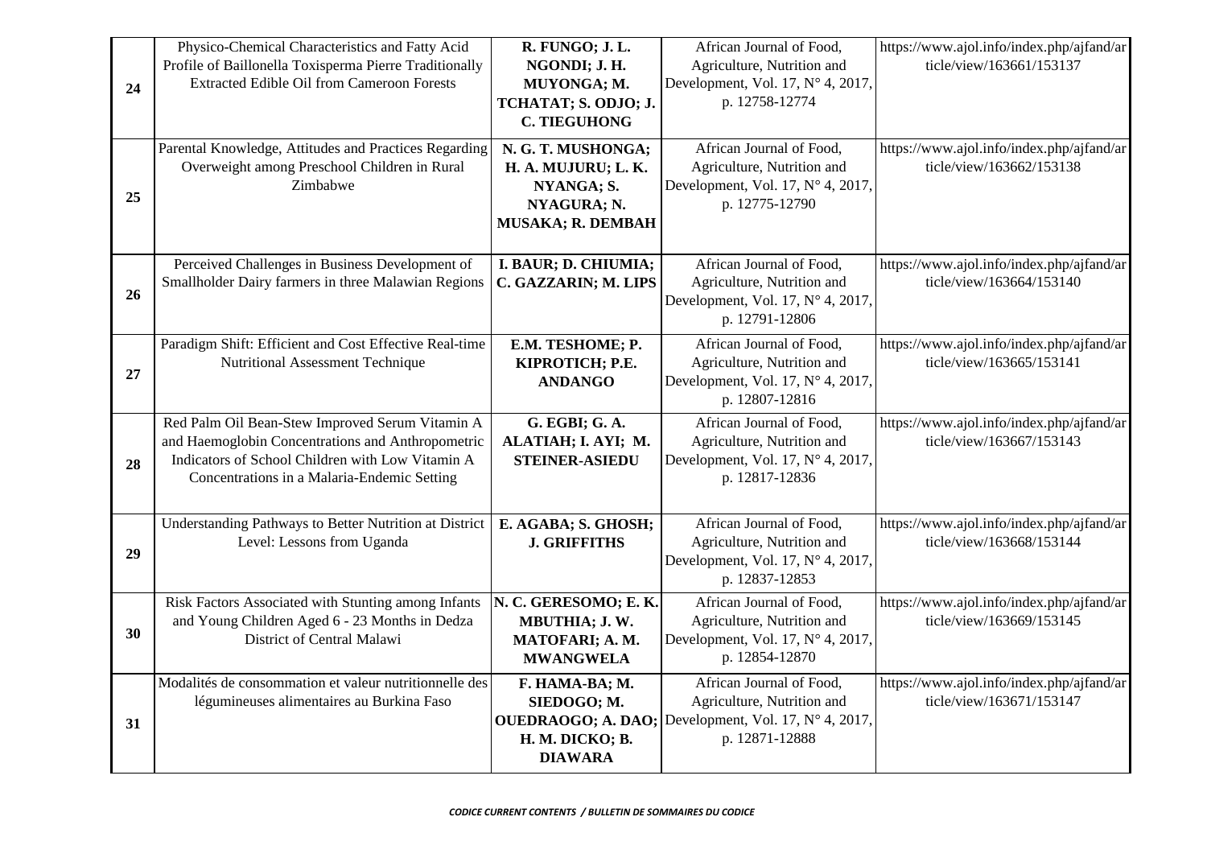| | | | | |
|---|---|---|---|---|
| **24** | Physico-Chemical Characteristics and Fatty Acid Profile of Baillonella Toxisperma Pierre Traditionally Extracted Edible Oil from Cameroon Forests | **R. FUNGO; J. L. NGONDI; J. H. MUYONGA; M. TCHATAT; S. ODJO; J. C. TIEGUHONG** | African Journal of Food, Agriculture, Nutrition and Development, Vol. 17, N° 4, 2017, p. 12758-12774 | https://www.ajol.info/index.php/ajfand/article/view/163661/153137 |
| **25** | Parental Knowledge, Attitudes and Practices Regarding Overweight among Preschool Children in Rural Zimbabwe | **N. G. T. MUSHONGA; H. A. MUJURU; L. K. NYANGA; S. NYAGURA; N. MUSAKA; R. DEMBAH** | African Journal of Food, Agriculture, Nutrition and Development, Vol. 17, N° 4, 2017, p. 12775-12790 | https://www.ajol.info/index.php/ajfand/article/view/163662/153138 |
| **26** | Perceived Challenges in Business Development of Smallholder Dairy farmers in three Malawian Regions | **I. BAUR; D. CHIUMIA; C. GAZZARIN; M. LIPS** | African Journal of Food, Agriculture, Nutrition and Development, Vol. 17, N° 4, 2017, p. 12791-12806 | https://www.ajol.info/index.php/ajfand/article/view/163664/153140 |
| **27** | Paradigm Shift: Efficient and Cost Effective Real-time Nutritional Assessment Technique | **E.M. TESHOME; P. KIPROTICH; P.E. ANDANGO** | African Journal of Food, Agriculture, Nutrition and Development, Vol. 17, N° 4, 2017, p. 12807-12816 | https://www.ajol.info/index.php/ajfand/article/view/163665/153141 |
| **28** | Red Palm Oil Bean-Stew Improved Serum Vitamin A and Haemoglobin Concentrations and Anthropometric Indicators of School Children with Low Vitamin A Concentrations in a Malaria-Endemic Setting | **G. EGBI; G. A. ALATIAH; I. AYI; M. STEINER-ASIEDU** | African Journal of Food, Agriculture, Nutrition and Development, Vol. 17, N° 4, 2017, p. 12817-12836 | https://www.ajol.info/index.php/ajfand/article/view/163667/153143 |
| **29** | Understanding Pathways to Better Nutrition at District Level: Lessons from Uganda | **E. AGABA; S. GHOSH; J. GRIFFITHS** | African Journal of Food, Agriculture, Nutrition and Development, Vol. 17, N° 4, 2017, p. 12837-12853 | https://www.ajol.info/index.php/ajfand/article/view/163668/153144 |
| **30** | Risk Factors Associated with Stunting among Infants and Young Children Aged 6 - 23 Months in Dedza District of Central Malawi | **N. C. GERESOMO; E. K. MBUTHIA; J. W. MATOFARI; A. M. MWANGWELA** | African Journal of Food, Agriculture, Nutrition and Development, Vol. 17, N° 4, 2017, p. 12854-12870 | https://www.ajol.info/index.php/ajfand/article/view/163669/153145 |
| **31** | Modalités de consommation et valeur nutritionnelle des légumineuses alimentaires au Burkina Faso | **F. HAMA-BA; M. SIEDOGO; M. OUEDRAOGO; A. DAO; H. M. DICKO; B. DIAWARA** | African Journal of Food, Agriculture, Nutrition and Development, Vol. 17, N° 4, 2017, p. 12871-12888 | https://www.ajol.info/index.php/ajfand/article/view/163671/153147 |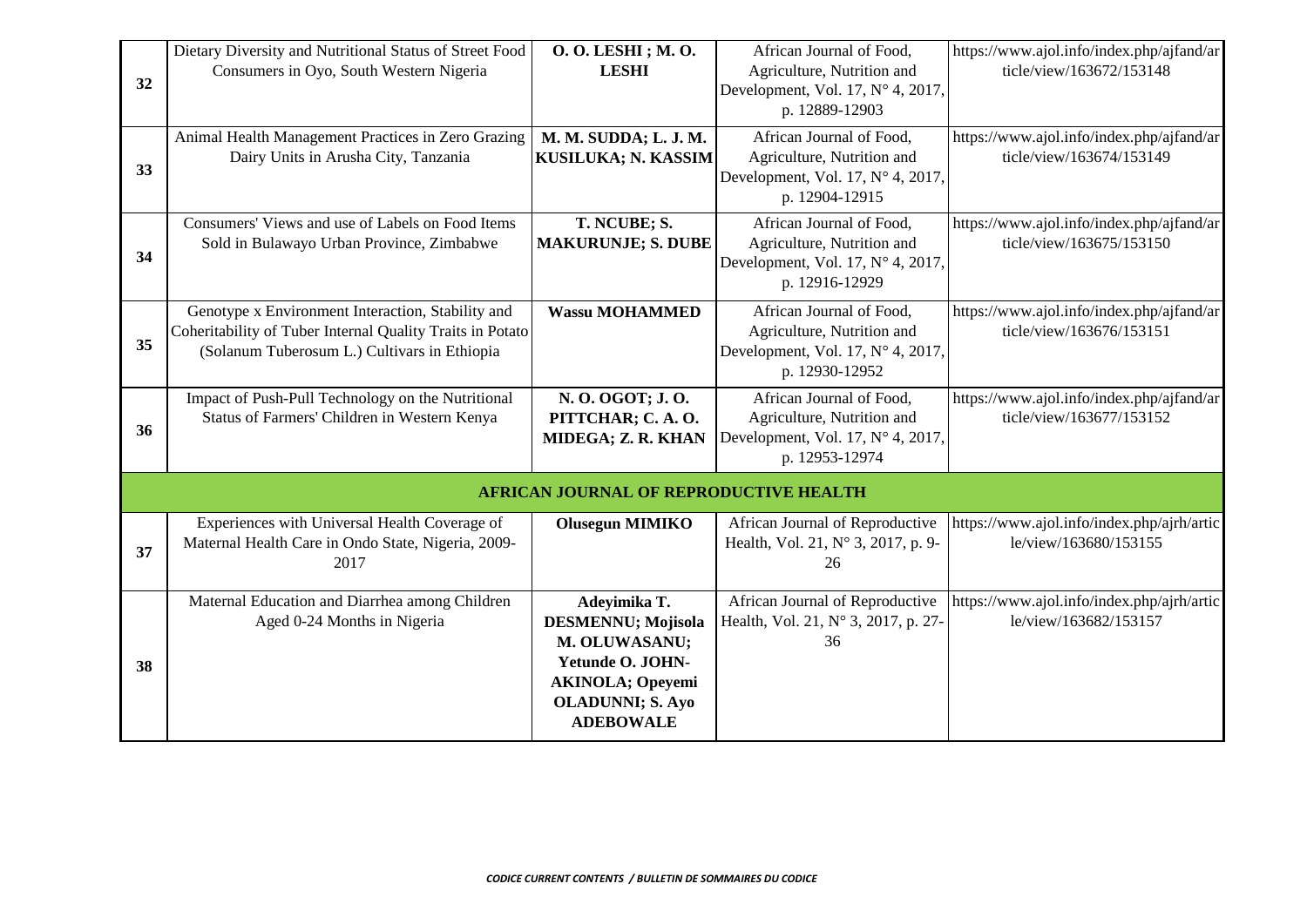| | | | | |
|---|---|---|---|---|
| 32 | Dietary Diversity and Nutritional Status of Street Food Consumers in Oyo, South Western Nigeria | **O. O. LESHI ; M. O. LESHI** | African Journal of Food, Agriculture, Nutrition and Development, Vol. 17, N° 4, 2017, p. 12889-12903 | https://www.ajol.info/index.php/ajfand/article/view/163672/153148 |
| 33 | Animal Health Management Practices in Zero Grazing Dairy Units in Arusha City, Tanzania | **M. M. SUDDA; L. J. M. KUSILUKA; N. KASSIM** | African Journal of Food, Agriculture, Nutrition and Development, Vol. 17, N° 4, 2017, p. 12904-12915 | https://www.ajol.info/index.php/ajfand/article/view/163674/153149 |
| 34 | Consumers' Views and use of Labels on Food Items Sold in Bulawayo Urban Province, Zimbabwe | **T. NCUBE; S. MAKURUNJE; S. DUBE** | African Journal of Food, Agriculture, Nutrition and Development, Vol. 17, N° 4, 2017, p. 12916-12929 | https://www.ajol.info/index.php/ajfand/article/view/163675/153150 |
| 35 | Genotype x Environment Interaction, Stability and Coheritability of Tuber Internal Quality Traits in Potato (Solanum Tuberosum L.) Cultivars in Ethiopia | **Wassu MOHAMMED** | African Journal of Food, Agriculture, Nutrition and Development, Vol. 17, N° 4, 2017, p. 12930-12952 | https://www.ajol.info/index.php/ajfand/article/view/163676/153151 |
| 36 | Impact of Push-Pull Technology on the Nutritional Status of Farmers' Children in Western Kenya | **N. O. OGOT; J. O. PITTCHAR; C. A. O. MIDEGA; Z. R. KHAN** | African Journal of Food, Agriculture, Nutrition and Development, Vol. 17, N° 4, 2017, p. 12953-12974 | https://www.ajol.info/index.php/ajfand/article/view/163677/153152 |
| | | **AFRICAN JOURNAL OF REPRODUCTIVE HEALTH** | | |
| 37 | Experiences with Universal Health Coverage of Maternal Health Care in Ondo State, Nigeria, 2009-2017 | **Olusegun MIMIKO** | African Journal of Reproductive Health, Vol. 21, N° 3, 2017, p. 9-26 | https://www.ajol.info/index.php/ajrh/article/view/163680/153155 |
| 38 | Maternal Education and Diarrhea among Children Aged 0-24 Months in Nigeria | **Adeyimika T. DESMENNU; Mojisola M. OLUWASANU; Yetunde O. JOHN-AKINOLA; Opeyemi OLADUNNI; S. Ayo ADEBOWALE** | African Journal of Reproductive Health, Vol. 21, N° 3, 2017, p. 27-36 | https://www.ajol.info/index.php/ajrh/article/view/163682/153157 |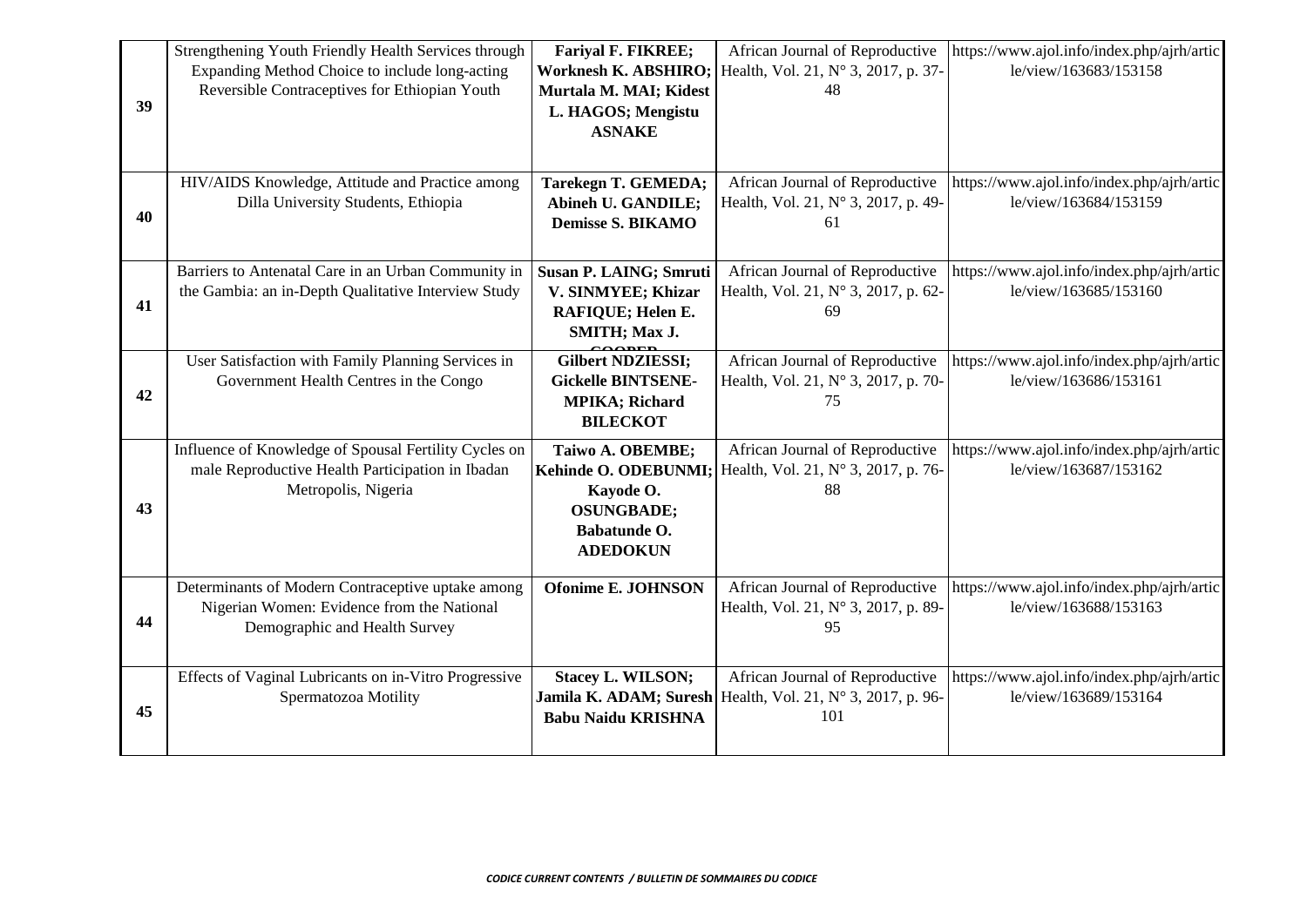| | | | | |
|---|---|---|---|---|
| 39 | Strengthening Youth Friendly Health Services through Expanding Method Choice to include long-acting Reversible Contraceptives for Ethiopian Youth | **Fariyal F. FIKREE; Worknesh K. ABSHIRO; Murtala M. MAI; Kidest L. HAGOS; Mengistu ASNAKE** | African Journal of Reproductive Health, Vol. 21, N° 3, 2017, p. 37-48 | https://www.ajol.info/index.php/ajrh/article/view/163683/153158 |
| 40 | HIV/AIDS Knowledge, Attitude and Practice among Dilla University Students, Ethiopia | **Tarekegn T. GEMEDA; Abineh U. GANDILE; Demisse S. BIKAMO** | African Journal of Reproductive Health, Vol. 21, N° 3, 2017, p. 49-61 | https://www.ajol.info/index.php/ajrh/article/view/163684/153159 |
| 41 | Barriers to Antenatal Care in an Urban Community in the Gambia: an in-Depth Qualitative Interview Study | **Susan P. LAING; Smruti V. SINMYEE; Khizar RAFIQUE; Helen E. SMITH; Max J. COOPER** | African Journal of Reproductive Health, Vol. 21, N° 3, 2017, p. 62-69 | https://www.ajol.info/index.php/ajrh/article/view/163685/153160 |
| 42 | User Satisfaction with Family Planning Services in Government Health Centres in the Congo | **Gilbert NDZIESSI; Gickelle BINTSENE-MPIKA; Richard BILECKOT** | African Journal of Reproductive Health, Vol. 21, N° 3, 2017, p. 70-75 | https://www.ajol.info/index.php/ajrh/article/view/163686/153161 |
| 43 | Influence of Knowledge of Spousal Fertility Cycles on male Reproductive Health Participation in Ibadan Metropolis, Nigeria | **Taiwo A. OBEMBE; Kehinde O. ODEBUNMI; Kayode O. OSUNGBADE; Babatunde O. ADEDOKUN** | African Journal of Reproductive Health, Vol. 21, N° 3, 2017, p. 76-88 | https://www.ajol.info/index.php/ajrh/article/view/163687/153162 |
| 44 | Determinants of Modern Contraceptive uptake among Nigerian Women: Evidence from the National Demographic and Health Survey | **Ofonime E. JOHNSON** | African Journal of Reproductive Health, Vol. 21, N° 3, 2017, p. 89-95 | https://www.ajol.info/index.php/ajrh/article/view/163688/153163 |
| 45 | Effects of Vaginal Lubricants on in-Vitro Progressive Spermatozoa Motility | **Stacey L. WILSON; Jamila K. ADAM; Suresh Babu Naidu KRISHNA** | African Journal of Reproductive Health, Vol. 21, N° 3, 2017, p. 96-101 | https://www.ajol.info/index.php/ajrh/article/view/163689/153164 |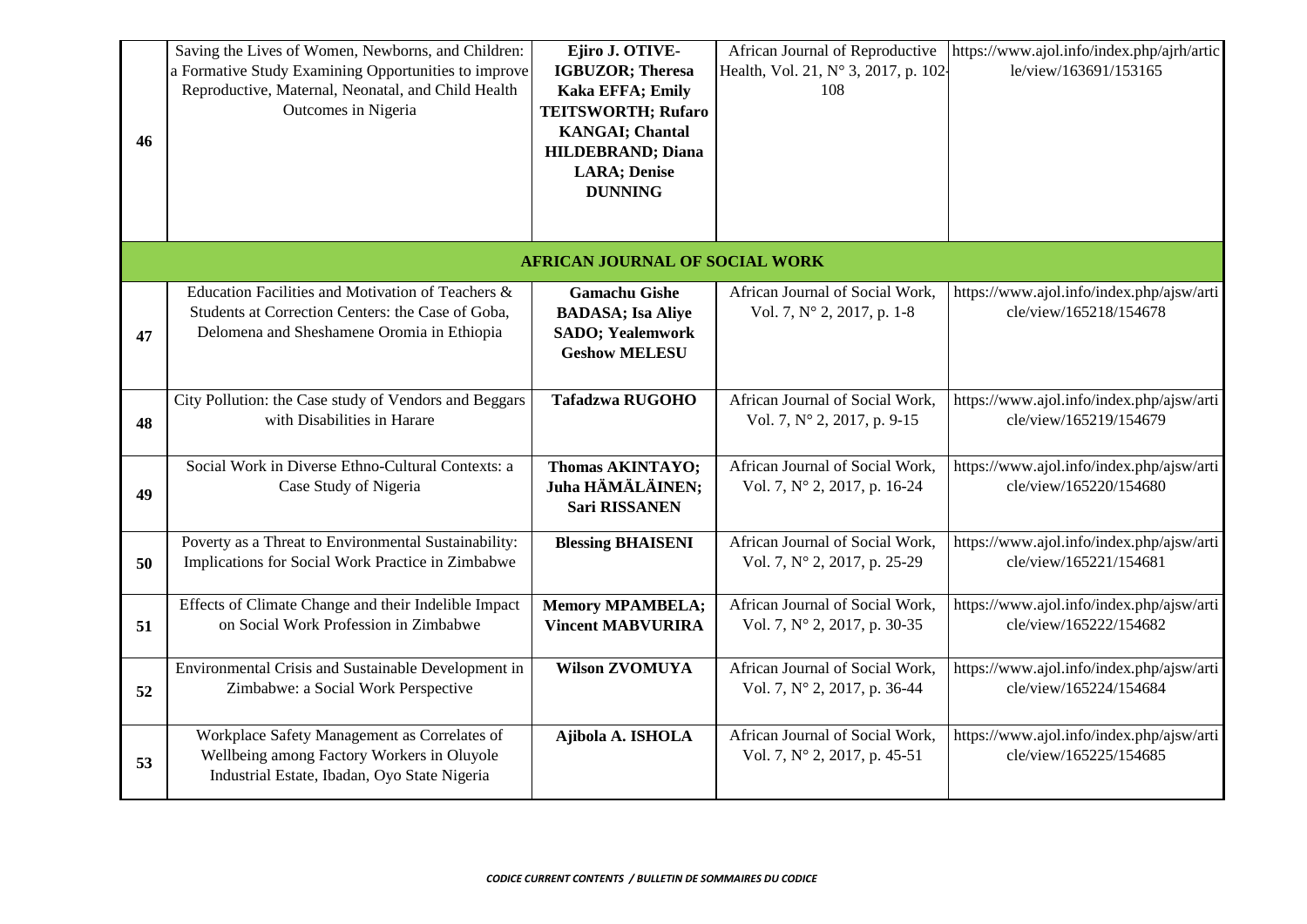| | | | | |
|---|---|---|---|---|
| 46 | Saving the Lives of Women, Newborns, and Children: a Formative Study Examining Opportunities to improve Reproductive, Maternal, Neonatal, and Child Health Outcomes in Nigeria | **Ejiro J. OTIVE-IGBUZOR; Theresa Kaka EFFA; Emily TEITSWORTH; Rufaro KANGAI; Chantal HILDEBRAND; Diana LARA; Denise DUNNING** | African Journal of Reproductive Health, Vol. 21, N° 3, 2017, p. 102-108 | https://www.ajol.info/index.php/ajrh/article/view/163691/153165 |
| | | **AFRICAN JOURNAL OF SOCIAL WORK** | | |
| 47 | Education Facilities and Motivation of Teachers & Students at Correction Centers: the Case of Goba, Delomena and Sheshamene Oromia in Ethiopia | **Gamachu Gishe BADASA; Isa Aliye SADO; Yealemwork Geshow MELESU** | African Journal of Social Work, Vol. 7, N° 2, 2017, p. 1-8 | https://www.ajol.info/index.php/ajsw/article/view/165218/154678 |
| 48 | City Pollution: the Case study of Vendors and Beggars with Disabilities in Harare | **Tafadzwa RUGOHO** | African Journal of Social Work, Vol. 7, N° 2, 2017, p. 9-15 | https://www.ajol.info/index.php/ajsw/article/view/165219/154679 |
| 49 | Social Work in Diverse Ethno-Cultural Contexts: a Case Study of Nigeria | **Thomas AKINTAYO; Juha HÄMÄLÄINEN; Sari RISSANEN** | African Journal of Social Work, Vol. 7, N° 2, 2017, p. 16-24 | https://www.ajol.info/index.php/ajsw/article/view/165220/154680 |
| 50 | Poverty as a Threat to Environmental Sustainability: Implications for Social Work Practice in Zimbabwe | **Blessing BHAISENI** | African Journal of Social Work, Vol. 7, N° 2, 2017, p. 25-29 | https://www.ajol.info/index.php/ajsw/article/view/165221/154681 |
| 51 | Effects of Climate Change and their Indelible Impact on Social Work Profession in Zimbabwe | **Memory MPAMBELA; Vincent MABVURIRA** | African Journal of Social Work, Vol. 7, N° 2, 2017, p. 30-35 | https://www.ajol.info/index.php/ajsw/article/view/165222/154682 |
| 52 | Environmental Crisis and Sustainable Development in Zimbabwe: a Social Work Perspective | **Wilson ZVOMUYA** | African Journal of Social Work, Vol. 7, N° 2, 2017, p. 36-44 | https://www.ajol.info/index.php/ajsw/article/view/165224/154684 |
| 53 | Workplace Safety Management as Correlates of Wellbeing among Factory Workers in Oluyole Industrial Estate, Ibadan, Oyo State Nigeria | **Ajibola A. ISHOLA** | African Journal of Social Work, Vol. 7, N° 2, 2017, p. 45-51 | https://www.ajol.info/index.php/ajsw/article/view/165225/154685 |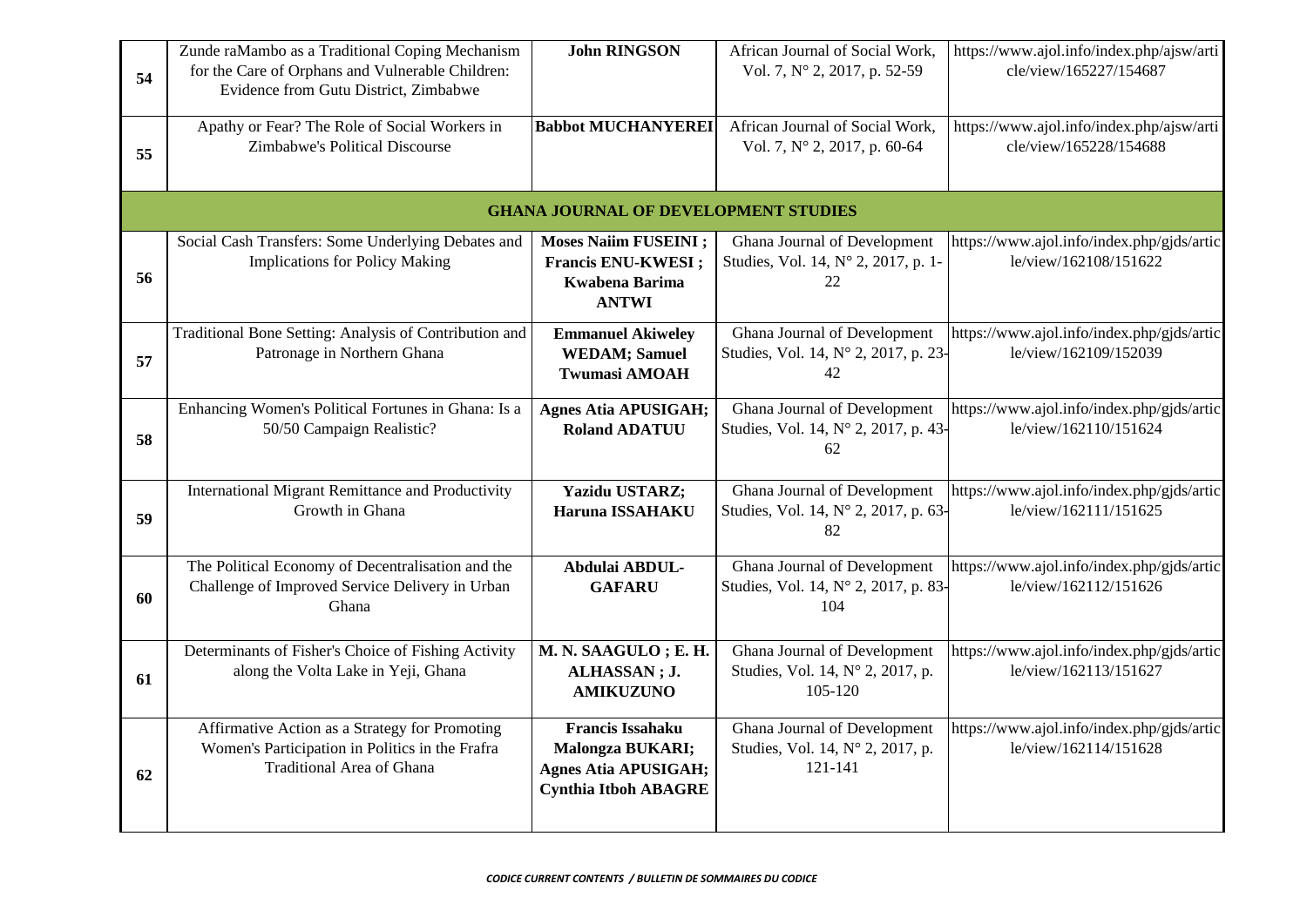| | | | | |
|---|---|---|---|---|
| **54** | Zunde raMambo as a Traditional Coping Mechanism for the Care of Orphans and Vulnerable Children: Evidence from Gutu District, Zimbabwe | **John RINGSON** | African Journal of Social Work, Vol. 7, N° 2, 2017, p. 52-59 | https://www.ajol.info/index.php/ajsw/article/view/165227/154687 |
| **55** | Apathy or Fear? The Role of Social Workers in Zimbabwe's Political Discourse | **Babbot MUCHANYEREI** | African Journal of Social Work, Vol. 7, N° 2, 2017, p. 60-64 | https://www.ajol.info/index.php/ajsw/article/view/165228/154688 |
| | **GHANA JOURNAL OF DEVELOPMENT STUDIES** | | | |
| **56** | Social Cash Transfers: Some Underlying Debates and Implications for Policy Making | **Moses Naiim FUSEINI ; Francis ENU-KWESI ; Kwabena Barima ANTWI** | Ghana Journal of Development Studies, Vol. 14, N° 2, 2017, p. 1-22 | https://www.ajol.info/index.php/gjds/article/view/162108/151622 |
| **57** | Traditional Bone Setting: Analysis of Contribution and Patronage in Northern Ghana | **Emmanuel Akiweley WEDAM; Samuel Twumasi AMOAH** | Ghana Journal of Development Studies, Vol. 14, N° 2, 2017, p. 23-42 | https://www.ajol.info/index.php/gjds/article/view/162109/152039 |
| **58** | Enhancing Women's Political Fortunes in Ghana: Is a 50/50 Campaign Realistic? | **Agnes Atia APUSIGAH; Roland ADATUU** | Ghana Journal of Development Studies, Vol. 14, N° 2, 2017, p. 43-62 | https://www.ajol.info/index.php/gjds/article/view/162110/151624 |
| **59** | International Migrant Remittance and Productivity Growth in Ghana | **Yazidu USTARZ; Haruna ISSAHAKU** | Ghana Journal of Development Studies, Vol. 14, N° 2, 2017, p. 63-82 | https://www.ajol.info/index.php/gjds/article/view/162111/151625 |
| **60** | The Political Economy of Decentralisation and the Challenge of Improved Service Delivery in Urban Ghana | **Abdulai ABDUL-GAFARU** | Ghana Journal of Development Studies, Vol. 14, N° 2, 2017, p. 83-104 | https://www.ajol.info/index.php/gjds/article/view/162112/151626 |
| **61** | Determinants of Fisher's Choice of Fishing Activity along the Volta Lake in Yeji, Ghana | **M. N. SAAGULO ; E. H. ALHASSAN ; J. AMIKUZUNO** | Ghana Journal of Development Studies, Vol. 14, N° 2, 2017, p. 105-120 | https://www.ajol.info/index.php/gjds/article/view/162113/151627 |
| **62** | Affirmative Action as a Strategy for Promoting Women's Participation in Politics in the Frafra Traditional Area of Ghana | **Francis Issahaku Malongza BUKARI; Agnes Atia APUSIGAH; Cynthia Itboh ABAGRE** | Ghana Journal of Development Studies, Vol. 14, N° 2, 2017, p. 121-141 | https://www.ajol.info/index.php/gjds/article/view/162114/151628 |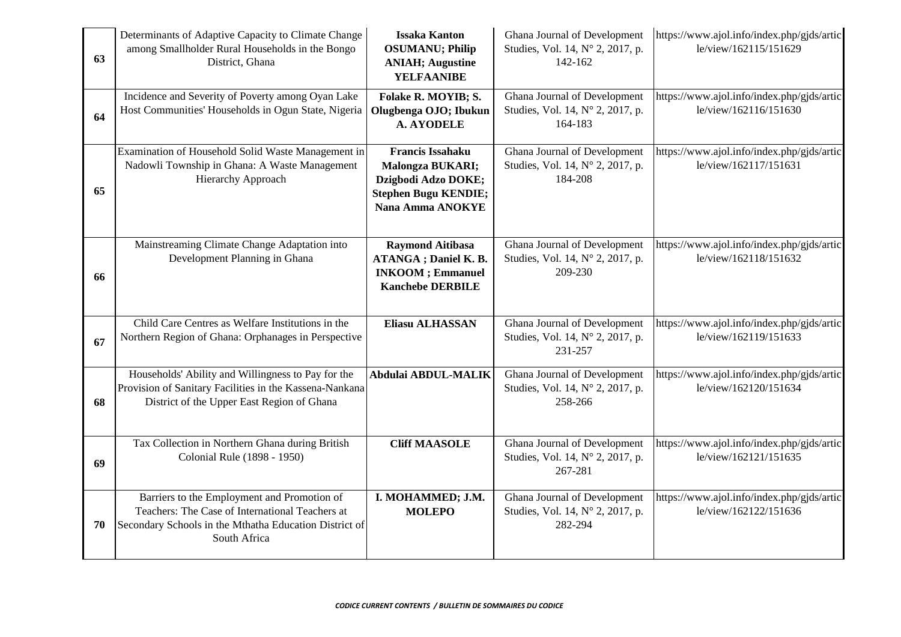| | | | | |
|---|---|---|---|---|
| **63** | Determinants of Adaptive Capacity to Climate Change among Smallholder Rural Households in the Bongo District, Ghana | **Issaka Kanton OSUMANU; Philip ANIAH; Augustine YELFAANIBE** | Ghana Journal of Development Studies, Vol. 14, N° 2, 2017, p. 142-162 | https://www.ajol.info/index.php/gjds/article/view/162115/151629 |
| **64** | Incidence and Severity of Poverty among Oyan Lake Host Communities' Households in Ogun State, Nigeria | **Folake R. MOYIB; S. Olugbenga OJO; Ibukun A. AYODELE** | Ghana Journal of Development Studies, Vol. 14, N° 2, 2017, p. 164-183 | https://www.ajol.info/index.php/gjds/article/view/162116/151630 |
| **65** | Examination of Household Solid Waste Management in Nadowli Township in Ghana: A Waste Management Hierarchy Approach | **Francis Issahaku Malongza BUKARI; Dzigbodi Adzo DOKE; Stephen Bugu KENDIE; Nana Amma ANOKYE** | Ghana Journal of Development Studies, Vol. 14, N° 2, 2017, p. 184-208 | https://www.ajol.info/index.php/gjds/article/view/162117/151631 |
| **66** | Mainstreaming Climate Change Adaptation into Development Planning in Ghana | **Raymond Aitibasa ATANGA ; Daniel K. B. INKOOM ; Emmanuel Kanchebe DERBILE** | Ghana Journal of Development Studies, Vol. 14, N° 2, 2017, p. 209-230 | https://www.ajol.info/index.php/gjds/article/view/162118/151632 |
| **67** | Child Care Centres as Welfare Institutions in the Northern Region of Ghana: Orphanages in Perspective | **Eliasu ALHASSAN** | Ghana Journal of Development Studies, Vol. 14, N° 2, 2017, p. 231-257 | https://www.ajol.info/index.php/gjds/article/view/162119/151633 |
| **68** | Households' Ability and Willingness to Pay for the Provision of Sanitary Facilities in the Kassena-Nankana District of the Upper East Region of Ghana | **Abdulai ABDUL-MALIK** | Ghana Journal of Development Studies, Vol. 14, N° 2, 2017, p. 258-266 | https://www.ajol.info/index.php/gjds/article/view/162120/151634 |
| **69** | Tax Collection in Northern Ghana during British Colonial Rule (1898 - 1950) | **Cliff MAASOLE** | Ghana Journal of Development Studies, Vol. 14, N° 2, 2017, p. 267-281 | https://www.ajol.info/index.php/gjds/article/view/162121/151635 |
| **70** | Barriers to the Employment and Promotion of Teachers: The Case of International Teachers at Secondary Schools in the Mthatha Education District of South Africa | **I. MOHAMMED; J.M. MOLEPO** | Ghana Journal of Development Studies, Vol. 14, N° 2, 2017, p. 282-294 | https://www.ajol.info/index.php/gjds/article/view/162122/151636 |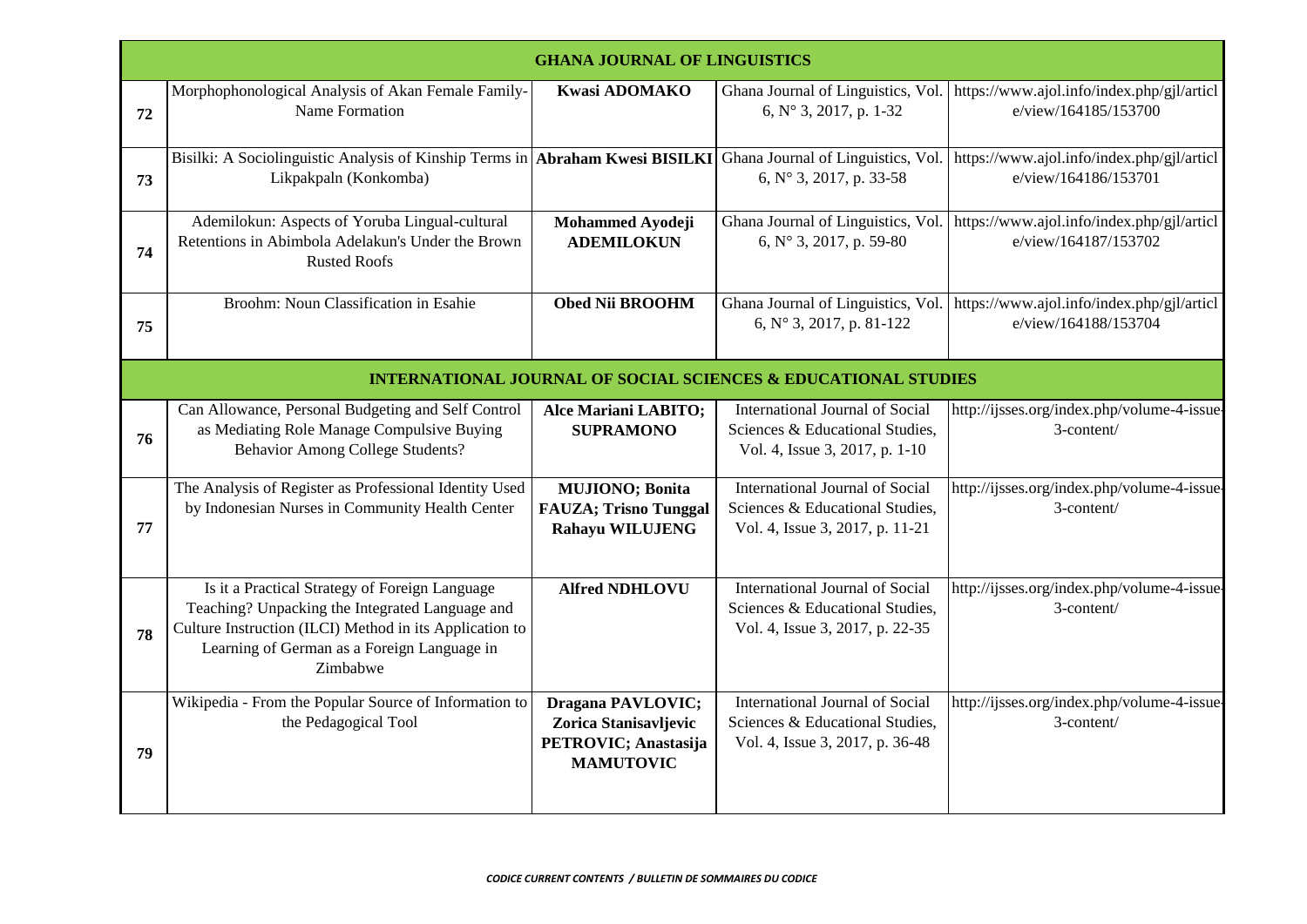| | | | | |
|---|---|---|---|---|
| **GHANA JOURNAL OF LINGUISTICS** | | | | |
| 72 | Morphophonological Analysis of Akan Female Family-Name Formation | **Kwasi ADOMAKO** | Ghana Journal of Linguistics, Vol. 6, N° 3, 2017, p. 1-32 | https://www.ajol.info/index.php/gjl/article/view/164185/153700 |
| 73 | Bisilki: A Sociolinguistic Analysis of Kinship Terms in Likpakpaln (Konkomba) | **Abraham Kwesi BISILKI** | Ghana Journal of Linguistics, Vol. 6, N° 3, 2017, p. 33-58 | https://www.ajol.info/index.php/gjl/article/view/164186/153701 |
| 74 | Ademilokun: Aspects of Yoruba Lingual-cultural Retentions in Abimbola Adelakun's Under the Brown Rusted Roofs | **Mohammed Ayodeji ADEMILOKUN** | Ghana Journal of Linguistics, Vol. 6, N° 3, 2017, p. 59-80 | https://www.ajol.info/index.php/gjl/article/view/164187/153702 |
| 75 | Broohm: Noun Classification in Esahie | **Obed Nii BROOHM** | Ghana Journal of Linguistics, Vol. 6, N° 3, 2017, p. 81-122 | https://www.ajol.info/index.php/gjl/article/view/164188/153704 |
| **INTERNATIONAL JOURNAL OF SOCIAL SCIENCES & EDUCATIONAL STUDIES** | | | | |
| 76 | Can Allowance, Personal Budgeting and Self Control as Mediating Role Manage Compulsive Buying Behavior Among College Students? | **Alce Mariani LABITO; SUPRAMONO** | International Journal of Social Sciences & Educational Studies, Vol. 4, Issue 3, 2017, p. 1-10 | http://ijsses.org/index.php/volume-4-issue-3-content/ |
| 77 | The Analysis of Register as Professional Identity Used by Indonesian Nurses in Community Health Center | **MUJIONO; Bonita FAUZA; Trisno Tunggal Rahayu WILUJENG** | International Journal of Social Sciences & Educational Studies, Vol. 4, Issue 3, 2017, p. 11-21 | http://ijsses.org/index.php/volume-4-issue-3-content/ |
| 78 | Is it a Practical Strategy of Foreign Language Teaching? Unpacking the Integrated Language and Culture Instruction (ILCI) Method in its Application to Learning of German as a Foreign Language in Zimbabwe | **Alfred NDHLOVU** | International Journal of Social Sciences & Educational Studies, Vol. 4, Issue 3, 2017, p. 22-35 | http://ijsses.org/index.php/volume-4-issue-3-content/ |
| 79 | Wikipedia - From the Popular Source of Information to the Pedagogical Tool | **Dragana PAVLOVIC; Zorica Stanisavljevic PETROVIC; Anastasija MAMUTOVIC** | International Journal of Social Sciences & Educational Studies, Vol. 4, Issue 3, 2017, p. 36-48 | http://ijsses.org/index.php/volume-4-issue-3-content/ |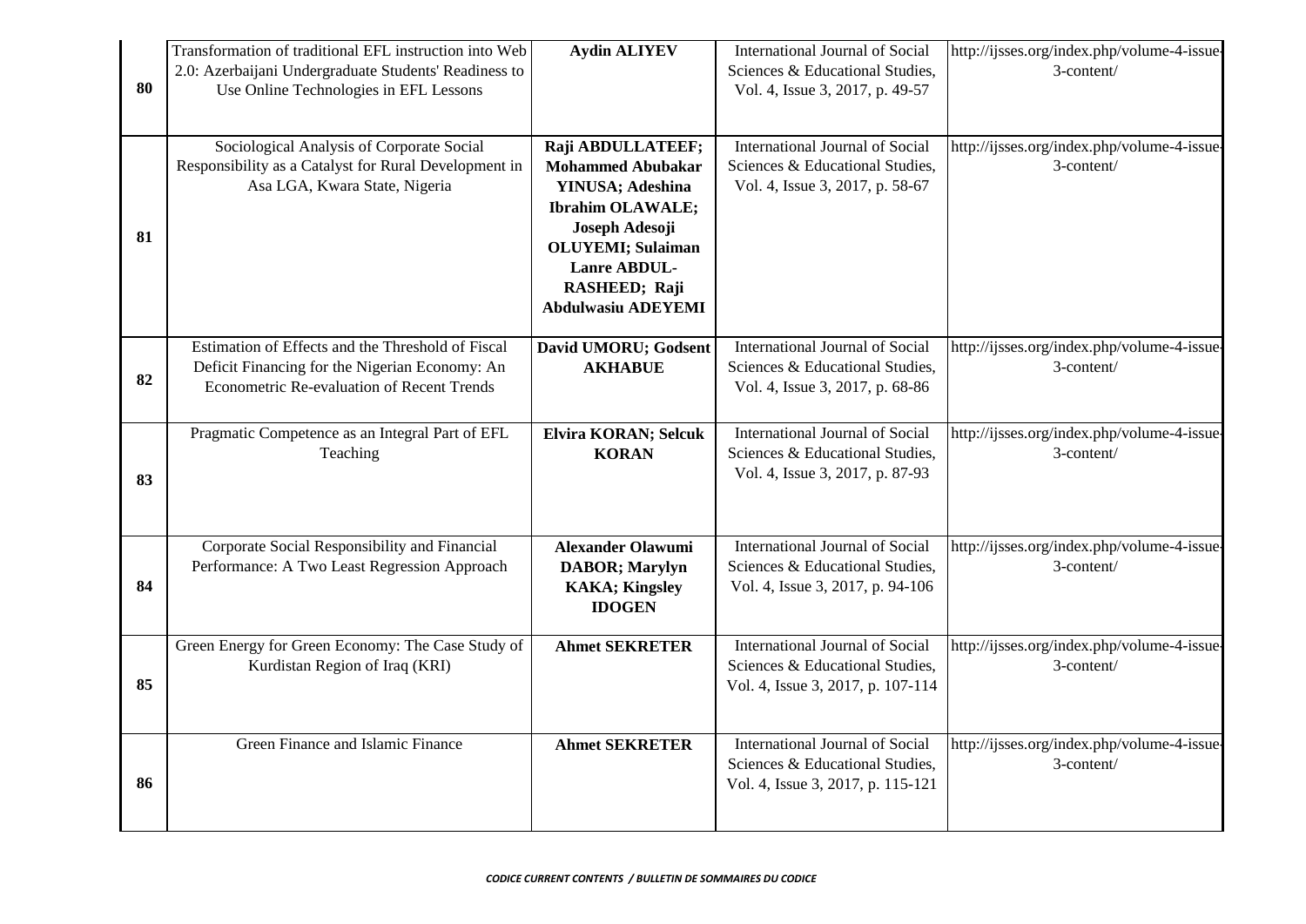| | | | | |
|---|---|---|---|---|
| 80 | Transformation of traditional EFL instruction into Web 2.0: Azerbaijani Undergraduate Students' Readiness to Use Online Technologies in EFL Lessons | **Aydin ALIYEV** | International Journal of Social Sciences & Educational Studies, Vol. 4, Issue 3, 2017, p. 49-57 | http://ijsses.org/index.php/volume-4-issue-3-content/ |
| 81 | Sociological Analysis of Corporate Social Responsibility as a Catalyst for Rural Development in Asa LGA, Kwara State, Nigeria | **Raji ABDULLATEEF; Mohammed Abubakar YINUSA; Adeshina Ibrahim OLAWALE; Joseph Adesoji OLUYEMI; Sulaiman Lanre ABDUL-RASHEED; Raji Abdulwasiu ADEYEMI** | International Journal of Social Sciences & Educational Studies, Vol. 4, Issue 3, 2017, p. 58-67 | http://ijsses.org/index.php/volume-4-issue-3-content/ |
| 82 | Estimation of Effects and the Threshold of Fiscal Deficit Financing for the Nigerian Economy: An Econometric Re-evaluation of Recent Trends | **David UMORU; Godsent AKHABUE** | International Journal of Social Sciences & Educational Studies, Vol. 4, Issue 3, 2017, p. 68-86 | http://ijsses.org/index.php/volume-4-issue-3-content/ |
| 83 | Pragmatic Competence as an Integral Part of EFL Teaching | **Elvira KORAN; Selcuk KORAN** | International Journal of Social Sciences & Educational Studies, Vol. 4, Issue 3, 2017, p. 87-93 | http://ijsses.org/index.php/volume-4-issue-3-content/ |
| 84 | Corporate Social Responsibility and Financial Performance: A Two Least Regression Approach | **Alexander Olawumi DABOR; Marylyn KAKA; Kingsley IDOGEN** | International Journal of Social Sciences & Educational Studies, Vol. 4, Issue 3, 2017, p. 94-106 | http://ijsses.org/index.php/volume-4-issue-3-content/ |
| 85 | Green Energy for Green Economy: The Case Study of Kurdistan Region of Iraq (KRI) | **Ahmet SEKRETER** | International Journal of Social Sciences & Educational Studies, Vol. 4, Issue 3, 2017, p. 107-114 | http://ijsses.org/index.php/volume-4-issue-3-content/ |
| 86 | Green Finance and Islamic Finance | **Ahmet SEKRETER** | International Journal of Social Sciences & Educational Studies, Vol. 4, Issue 3, 2017, p. 115-121 | http://ijsses.org/index.php/volume-4-issue-3-content/ |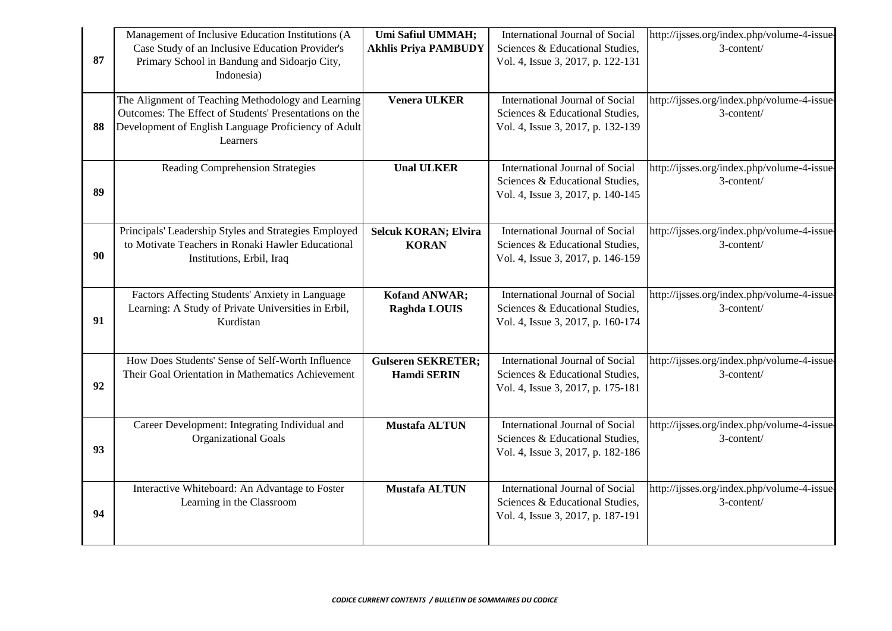| | | | | |
|---|---|---|---|---|
| 87 | Management of Inclusive Education Institutions (A Case Study of an Inclusive Education Provider's Primary School in Bandung and Sidoarjo City, Indonesia) | **Umi Safiul UMMAH; Akhlis Priya PAMBUDY** | International Journal of Social Sciences & Educational Studies, Vol. 4, Issue 3, 2017, p. 122-131 | http://ijsses.org/index.php/volume-4-issue-3-content/ |
| 88 | The Alignment of Teaching Methodology and Learning Outcomes: The Effect of Students' Presentations on the Development of English Language Proficiency of Adult Learners | **Venera ULKER** | International Journal of Social Sciences & Educational Studies, Vol. 4, Issue 3, 2017, p. 132-139 | http://ijsses.org/index.php/volume-4-issue-3-content/ |
| 89 | Reading Comprehension Strategies | **Unal ULKER** | International Journal of Social Sciences & Educational Studies, Vol. 4, Issue 3, 2017, p. 140-145 | http://ijsses.org/index.php/volume-4-issue-3-content/ |
| 90 | Principals' Leadership Styles and Strategies Employed to Motivate Teachers in Ronaki Hawler Educational Institutions, Erbil, Iraq | **Selcuk KORAN; Elvira KORAN** | International Journal of Social Sciences & Educational Studies, Vol. 4, Issue 3, 2017, p. 146-159 | http://ijsses.org/index.php/volume-4-issue-3-content/ |
| 91 | Factors Affecting Students' Anxiety in Language Learning: A Study of Private Universities in Erbil, Kurdistan | **Kofand ANWAR; Raghda LOUIS** | International Journal of Social Sciences & Educational Studies, Vol. 4, Issue 3, 2017, p. 160-174 | http://ijsses.org/index.php/volume-4-issue-3-content/ |
| 92 | How Does Students' Sense of Self-Worth Influence Their Goal Orientation in Mathematics Achievement | **Gulseren SEKRETER; Hamdi SERIN** | International Journal of Social Sciences & Educational Studies, Vol. 4, Issue 3, 2017, p. 175-181 | http://ijsses.org/index.php/volume-4-issue-3-content/ |
| 93 | Career Development: Integrating Individual and Organizational Goals | **Mustafa ALTUN** | International Journal of Social Sciences & Educational Studies, Vol. 4, Issue 3, 2017, p. 182-186 | http://ijsses.org/index.php/volume-4-issue-3-content/ |
| 94 | Interactive Whiteboard: An Advantage to Foster Learning in the Classroom | **Mustafa ALTUN** | International Journal of Social Sciences & Educational Studies, Vol. 4, Issue 3, 2017, p. 187-191 | http://ijsses.org/index.php/volume-4-issue-3-content/ |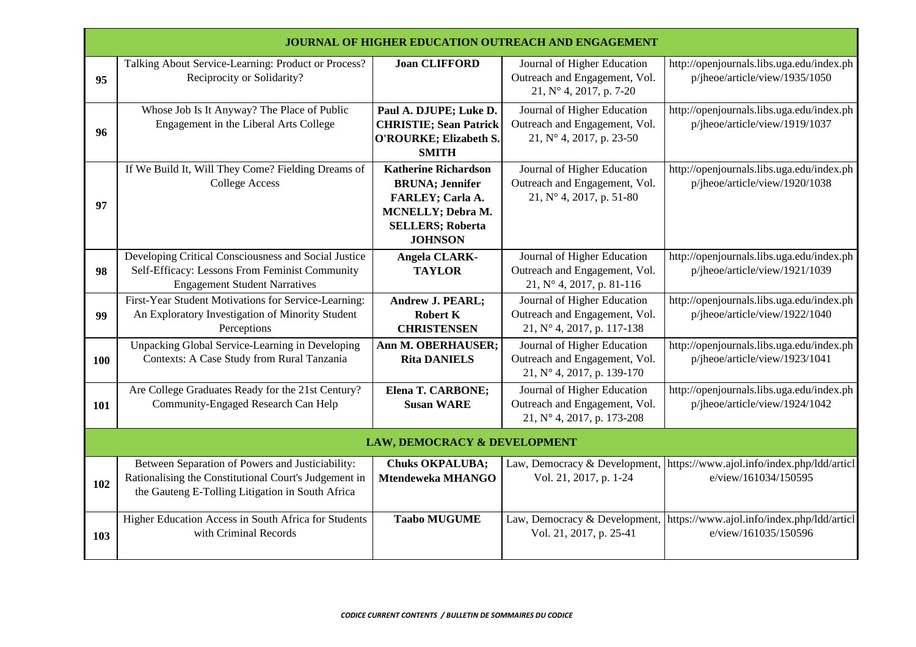| | JOURNAL OF HIGHER EDUCATION OUTREACH AND ENGAGEMENT | | | |
|---|---|---|---|---|
| 95 | Talking About Service-Learning: Product or Process? Reciprocity or Solidarity? | **Joan CLIFFORD** | Journal of Higher Education Outreach and Engagement, Vol. 21, N° 4, 2017, p. 7-20 | http://openjournals.libs.uga.edu/index.php/jheoe/article/view/1935/1050 |
| 96 | Whose Job Is It Anyway? The Place of Public Engagement in the Liberal Arts College | **Paul A. DJUPE; Luke D. CHRISTIE; Sean Patrick O'ROURKE; Elizabeth S. SMITH** | Journal of Higher Education Outreach and Engagement, Vol. 21, N° 4, 2017, p. 23-50 | http://openjournals.libs.uga.edu/index.php/jheoe/article/view/1919/1037 |
| 97 | If We Build It, Will They Come? Fielding Dreams of College Access | **Katherine Richardson BRUNA; Jennifer FARLEY; Carla A. MCNELLY; Debra M. SELLERS; Roberta JOHNSON** | Journal of Higher Education Outreach and Engagement, Vol. 21, N° 4, 2017, p. 51-80 | http://openjournals.libs.uga.edu/index.php/jheoe/article/view/1920/1038 |
| 98 | Developing Critical Consciousness and Social Justice Self-Efficacy: Lessons From Feminist Community Engagement Student Narratives | **Angela CLARK-TAYLOR** | Journal of Higher Education Outreach and Engagement, Vol. 21, N° 4, 2017, p. 81-116 | http://openjournals.libs.uga.edu/index.php/jheoe/article/view/1921/1039 |
| 99 | First-Year Student Motivations for Service-Learning: An Exploratory Investigation of Minority Student Perceptions | **Andrew J. PEARL; Robert K CHRISTENSEN** | Journal of Higher Education Outreach and Engagement, Vol. 21, N° 4, 2017, p. 117-138 | http://openjournals.libs.uga.edu/index.php/jheoe/article/view/1922/1040 |
| 100 | Unpacking Global Service-Learning in Developing Contexts: A Case Study from Rural Tanzania | **Ann M. OBERHAUSER; Rita DANIELS** | Journal of Higher Education Outreach and Engagement, Vol. 21, N° 4, 2017, p. 139-170 | http://openjournals.libs.uga.edu/index.php/jheoe/article/view/1923/1041 |
| 101 | Are College Graduates Ready for the 21st Century? Community-Engaged Research Can Help | **Elena T. CARBONE; Susan WARE** | Journal of Higher Education Outreach and Engagement, Vol. 21, N° 4, 2017, p. 173-208 | http://openjournals.libs.uga.edu/index.php/jheoe/article/view/1924/1042 |
| | **LAW, DEMOCRACY & DEVELOPMENT** | | | |
| 102 | Between Separation of Powers and Justiciability: Rationalising the Constitutional Court's Judgement in the Gauteng E-Tolling Litigation in South Africa | **Chuks OKPALUBA; Mtendeweka MHANGO** | Law, Democracy & Development, Vol. 21, 2017, p. 1-24 | https://www.ajol.info/index.php/ldd/article/view/161034/150595 |
| 103 | Higher Education Access in South Africa for Students with Criminal Records | **Taabo MUGUME** | Law, Democracy & Development, Vol. 21, 2017, p. 25-41 | https://www.ajol.info/index.php/ldd/article/view/161035/150596 |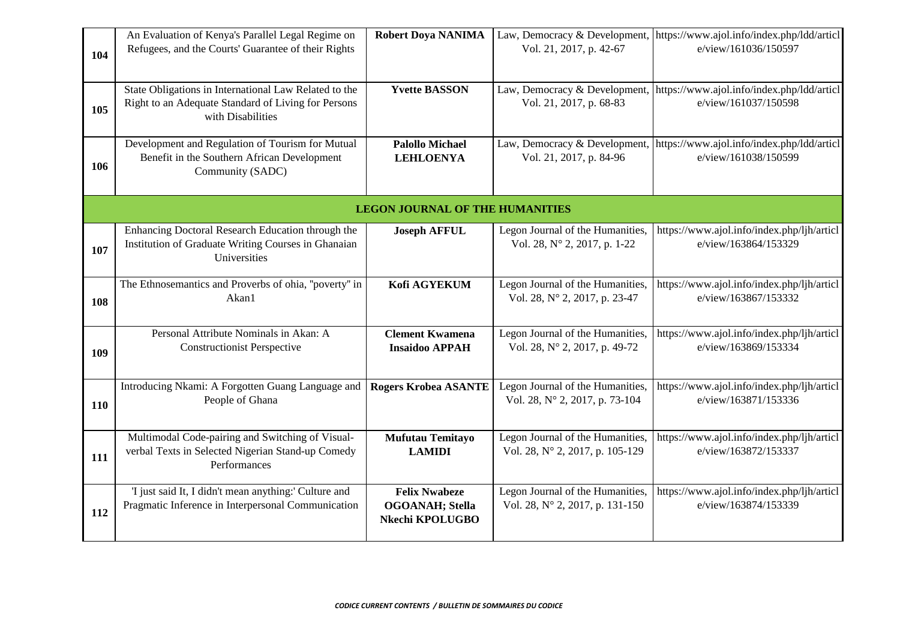| | | | | |
|---|---|---|---|---|
| 104 | An Evaluation of Kenya's Parallel Legal Regime on Refugees, and the Courts' Guarantee of their Rights | **Robert Doya NANIMA** | Law, Democracy & Development, Vol. 21, 2017, p. 42-67 | https://www.ajol.info/index.php/ldd/article/view/161036/150597 |
| 105 | State Obligations in International Law Related to the Right to an Adequate Standard of Living for Persons with Disabilities | **Yvette BASSON** | Law, Democracy & Development, Vol. 21, 2017, p. 68-83 | https://www.ajol.info/index.php/ldd/article/view/161037/150598 |
| 106 | Development and Regulation of Tourism for Mutual Benefit in the Southern African Development Community (SADC) | **Palollo Michael LEHLOENYA** | Law, Democracy & Development, Vol. 21, 2017, p. 84-96 | https://www.ajol.info/index.php/ldd/article/view/161038/150599 |
| | | **LEGON JOURNAL OF THE HUMANITIES** | | |
| 107 | Enhancing Doctoral Research Education through the Institution of Graduate Writing Courses in Ghanaian Universities | **Joseph AFFUL** | Legon Journal of the Humanities, Vol. 28, N° 2, 2017, p. 1-22 | https://www.ajol.info/index.php/ljh/article/view/163864/153329 |
| 108 | The Ethnosemantics and Proverbs of ohia, "poverty" in Akan1 | **Kofi AGYEKUM** | Legon Journal of the Humanities, Vol. 28, N° 2, 2017, p. 23-47 | https://www.ajol.info/index.php/ljh/article/view/163867/153332 |
| 109 | Personal Attribute Nominals in Akan: A Constructionist Perspective | **Clement Kwamena Insaidoo APPAH** | Legon Journal of the Humanities, Vol. 28, N° 2, 2017, p. 49-72 | https://www.ajol.info/index.php/ljh/article/view/163869/153334 |
| 110 | Introducing Nkami: A Forgotten Guang Language and People of Ghana | **Rogers Krobea ASANTE** | Legon Journal of the Humanities, Vol. 28, N° 2, 2017, p. 73-104 | https://www.ajol.info/index.php/ljh/article/view/163871/153336 |
| 111 | Multimodal Code-pairing and Switching of Visual-verbal Texts in Selected Nigerian Stand-up Comedy Performances | **Mufutau Temitayo LAMIDI** | Legon Journal of the Humanities, Vol. 28, N° 2, 2017, p. 105-129 | https://www.ajol.info/index.php/ljh/article/view/163872/153337 |
| 112 | 'I just said It, I didn't mean anything:' Culture and Pragmatic Inference in Interpersonal Communication | **Felix Nwabeze OGOANAH; Stella Nkechi KPOLUGBO** | Legon Journal of the Humanities, Vol. 28, N° 2, 2017, p. 131-150 | https://www.ajol.info/index.php/ljh/article/view/163874/153339 |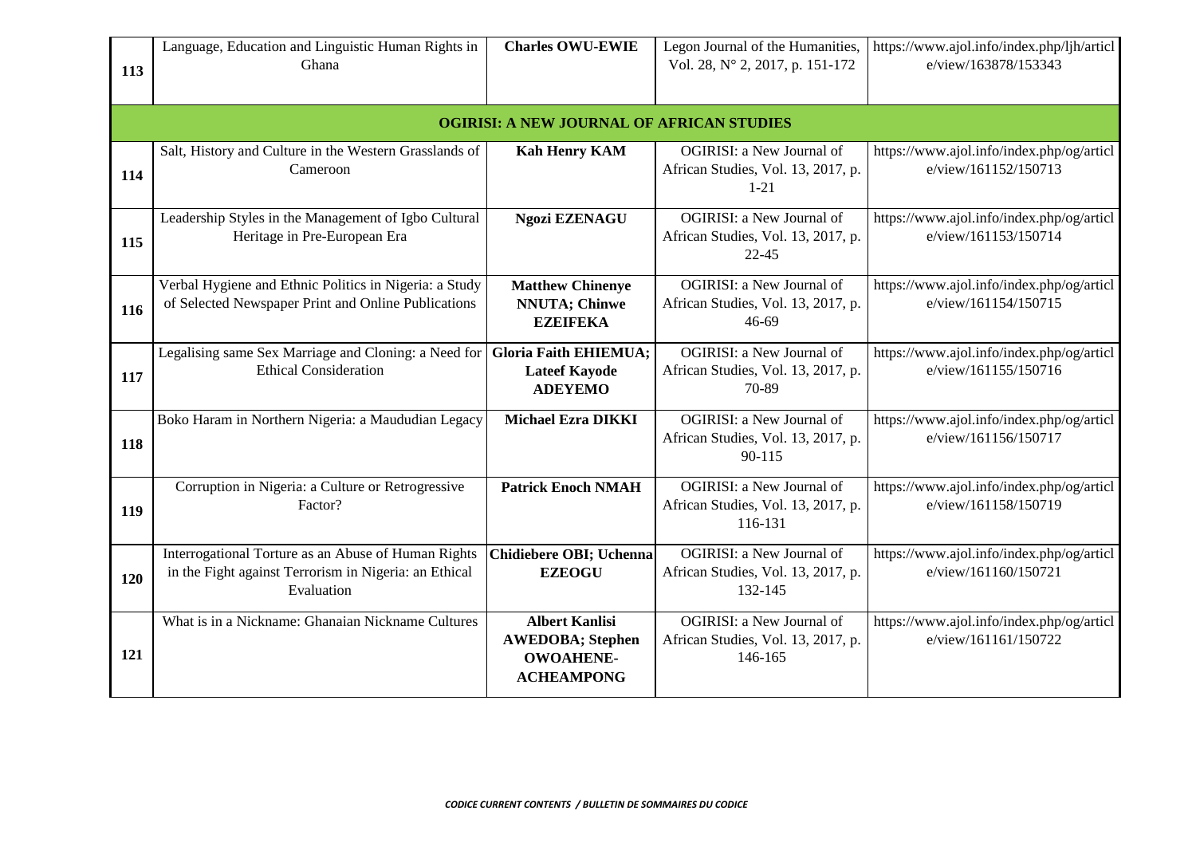| | | | | |
|---|---|---|---|---|
| 113 | Language, Education and Linguistic Human Rights in Ghana | **Charles OWU-EWIE** | Legon Journal of the Humanities, Vol. 28, N° 2, 2017, p. 151-172 | https://www.ajol.info/index.php/ljh/article/view/163878/153343 |
| | | **OGIRISI: A NEW JOURNAL OF AFRICAN STUDIES** | | |
| 114 | Salt, History and Culture in the Western Grasslands of Cameroon | **Kah Henry KAM** | OGIRISI: a New Journal of African Studies, Vol. 13, 2017, p. 1-21 | https://www.ajol.info/index.php/og/article/view/161152/150713 |
| 115 | Leadership Styles in the Management of Igbo Cultural Heritage in Pre-European Era | **Ngozi EZENAGU** | OGIRISI: a New Journal of African Studies, Vol. 13, 2017, p. 22-45 | https://www.ajol.info/index.php/og/article/view/161153/150714 |
| 116 | Verbal Hygiene and Ethnic Politics in Nigeria: a Study of Selected Newspaper Print and Online Publications | **Matthew Chinenye NNUTA; Chinwe EZEIFEKA** | OGIRISI: a New Journal of African Studies, Vol. 13, 2017, p. 46-69 | https://www.ajol.info/index.php/og/article/view/161154/150715 |
| 117 | Legalising same Sex Marriage and Cloning: a Need for Ethical Consideration | **Gloria Faith EHIEMUA; Lateef Kayode ADEYEMO** | OGIRISI: a New Journal of African Studies, Vol. 13, 2017, p. 70-89 | https://www.ajol.info/index.php/og/article/view/161155/150716 |
| 118 | Boko Haram in Northern Nigeria: a Maududian Legacy | **Michael Ezra DIKKI** | OGIRISI: a New Journal of African Studies, Vol. 13, 2017, p. 90-115 | https://www.ajol.info/index.php/og/article/view/161156/150717 |
| 119 | Corruption in Nigeria: a Culture or Retrogressive Factor? | **Patrick Enoch NMAH** | OGIRISI: a New Journal of African Studies, Vol. 13, 2017, p. 116-131 | https://www.ajol.info/index.php/og/article/view/161158/150719 |
| 120 | Interrogational Torture as an Abuse of Human Rights in the Fight against Terrorism in Nigeria: an Ethical Evaluation | **Chidiebere OBI; Uchenna EZEOGU** | OGIRISI: a New Journal of African Studies, Vol. 13, 2017, p. 132-145 | https://www.ajol.info/index.php/og/article/view/161160/150721 |
| 121 | What is in a Nickname: Ghanaian Nickname Cultures | **Albert Kanlisi AWEDOBA; Stephen OWOAHENE-ACHEAMPONG** | OGIRISI: a New Journal of African Studies, Vol. 13, 2017, p. 146-165 | https://www.ajol.info/index.php/og/article/view/161161/150722 |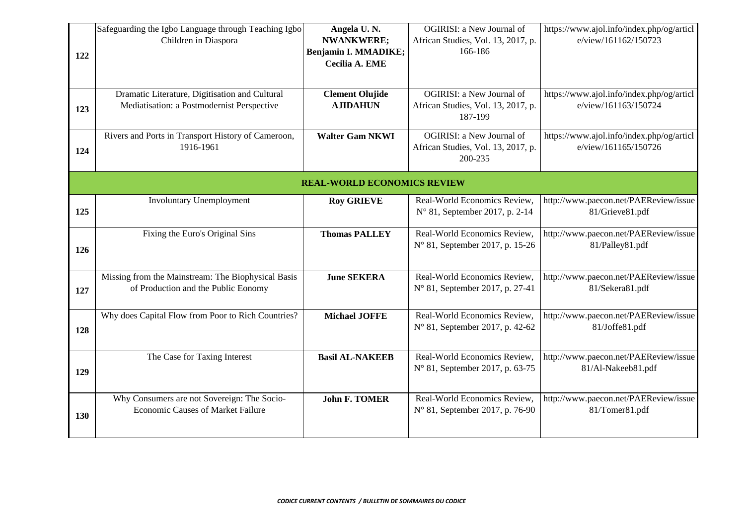| | | | | |
|---|---|---|---|---|
| 122 | Safeguarding the Igbo Language through Teaching Igbo Children in Diaspora | **Angela U. N. NWANKWERE; Benjamin I. MMADIKE; Cecilia A. EME** | OGIRISI: a New Journal of African Studies, Vol. 13, 2017, p. 166-186 | https://www.ajol.info/index.php/og/article/view/161162/150723 |
| 123 | Dramatic Literature, Digitisation and Cultural Mediatisation: a Postmodernist Perspective | **Clement Olujide AJIDAHUN** | OGIRISI: a New Journal of African Studies, Vol. 13, 2017, p. 187-199 | https://www.ajol.info/index.php/og/article/view/161163/150724 |
| 124 | Rivers and Ports in Transport History of Cameroon, 1916-1961 | **Walter Gam NKWI** | OGIRISI: a New Journal of African Studies, Vol. 13, 2017, p. 200-235 | https://www.ajol.info/index.php/og/article/view/161165/150726 |
| | | **REAL-WORLD ECONOMICS REVIEW** | | |
| 125 | Involuntary Unemployment | **Roy GRIEVE** | Real-World Economics Review, N° 81, September 2017, p. 2-14 | http://www.paecon.net/PAEReview/issue81/Grieve81.pdf |
| 126 | Fixing the Euro's Original Sins | **Thomas PALLEY** | Real-World Economics Review, N° 81, September 2017, p. 15-26 | http://www.paecon.net/PAEReview/issue81/Palley81.pdf |
| 127 | Missing from the Mainstream: The Biophysical Basis of Production and the Public Eonomy | **June SEKERA** | Real-World Economics Review, N° 81, September 2017, p. 27-41 | http://www.paecon.net/PAEReview/issue81/Sekera81.pdf |
| 128 | Why does Capital Flow from Poor to Rich Countries? | **Michael JOFFE** | Real-World Economics Review, N° 81, September 2017, p. 42-62 | http://www.paecon.net/PAEReview/issue81/Joffe81.pdf |
| 129 | The Case for Taxing Interest | **Basil AL-NAKEEB** | Real-World Economics Review, N° 81, September 2017, p. 63-75 | http://www.paecon.net/PAEReview/issue81/Al-Nakeeb81.pdf |
| 130 | Why Consumers are not Sovereign: The Socio-Economic Causes of Market Failure | **John F. TOMER** | Real-World Economics Review, N° 81, September 2017, p. 76-90 | http://www.paecon.net/PAEReview/issue81/Tomer81.pdf |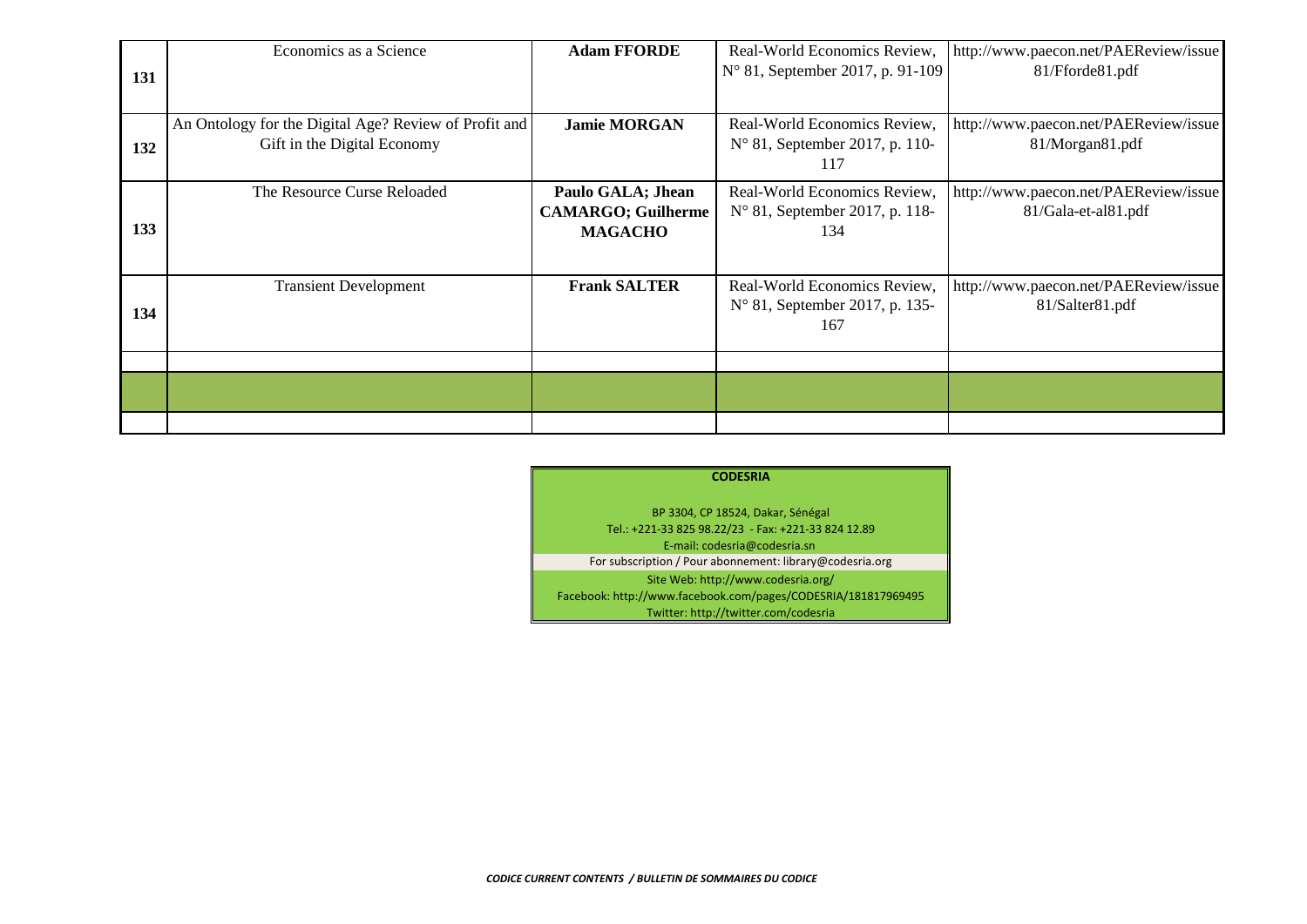| | | | | |
|---|---|---|---|---|
| **131** | Economics as a Science | **Adam FFORDE** | Real-World Economics Review, N° 81, September 2017, p. 91-109 | http://www.paecon.net/PAEReview/issue81/Fforde81.pdf |
| **132** | An Ontology for the Digital Age? Review of Profit and Gift in the Digital Economy | **Jamie MORGAN** | Real-World Economics Review, N° 81, September 2017, p. 110-117 | http://www.paecon.net/PAEReview/issue81/Morgan81.pdf |
| **133** | The Resource Curse Reloaded | **Paulo GALA; Jhean CAMARGO; Guilherme MAGACHO** | Real-World Economics Review, N° 81, September 2017, p. 118-134 | http://www.paecon.net/PAEReview/issue81/Gala-et-al81.pdf |
| **134** | Transient Development | **Frank SALTER** | Real-World Economics Review, N° 81, September 2017, p. 135-167 | http://www.paecon.net/PAEReview/issue81/Salter81.pdf |
| | | | | |
| | | | | |
| | | | | |

**CODESRIA**

BP 3304, CP 18524, Dakar, Sénégal

Tel.: +221-33 825 98.22/23 - Fax: +221-33 824 12.89

E-mail: codesria@codesria.sn

For subscription / Pour abonnement: library@codesria.org

Site Web: http://www.codesria.org/

Facebook: http://www.facebook.com/pages/CODESRIA/181817969495

Twitter: http://twitter.com/codesria